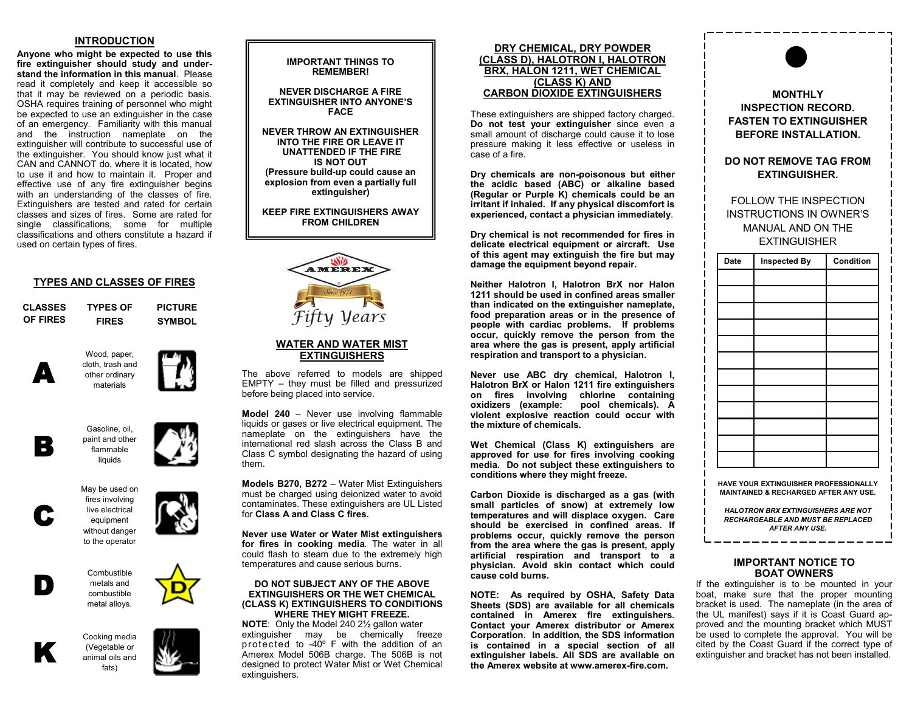## INTRODUCTION

**Anyone who might be expected to use this fire extinguisher should study and understand the information in this manual**. Please read it completely and keep it accessible so that it may be reviewed on a periodic basis. OSHA requires training of personnel who might be expected to use an extinguisher in the case of an emergency. Familiarity with this manual and the instruction nameplate on the extinguisher will contribute to successful use of the extinguisher. You should know just what it CAN and CANNOT do, where it is located, how to use it and how to maintain it. Proper and effective use of any fire extinguisher begins with an understanding of the classes of fire. Extinguishers are tested and rated for certain classes and sizes of fires. Some are rated for single classifications, some for multiple classifications and others constitute a hazard if used on certain types of fires.

## TYPES AND CLASSES OF FIRES

| CLASSES OF FIRES | TYPES OF FIRES | PICTURE SYMBOL |
|---|---|---|
| A | Wood, paper, cloth, trash and other ordinary materials | |
| B | Gasoline, oil, paint and other flammable liquids | |
| C | May be used on fires involving live electrical equipment without danger to the operator | |
| D | Combustible metals and combustible metal alloys. | |
| K | Cooking media (Vegetable or animal oils and fats) | |

**IMPORTANT THINGS TO REMEMBER!**

**NEVER DISCHARGE A FIRE EXTINGUISHER INTO ANYONE'S FACE**

**NEVER THROW AN EXTINGUISHER INTO THE FIRE OR LEAVE IT UNATTENDED IF THE FIRE IS NOT OUT**
**(Pressure build-up could cause an explosion from even a partially full extinguisher)**

**KEEP FIRE EXTINGUISHERS AWAY FROM CHILDREN**

AMEREX Since 1971 Fifty Years

## WATER AND WATER MIST EXTINGUISHERS

The above referred to models are shipped EMPTY – they must be filled and pressurized before being placed into service.

**Model 240** – Never use involving flammable liquids or gases or live electrical equipment. The nameplate on the extinguishers have the international red slash across the Class B and Class C symbol designating the hazard of using them.

**Models B270, B272** – Water Mist Extinguishers must be charged using deionized water to avoid contaminates. These extinguishers are UL Listed for **Class A and Class C fires.**

**Never use Water or Water Mist extinguishers for fires in cooking media**. The water in all could flash to steam due to the extremely high temperatures and cause serious burns.

**DO NOT SUBJECT ANY OF THE ABOVE EXTINGUISHERS OR THE WET CHEMICAL (CLASS K) EXTINGUISHERS TO CONDITIONS WHERE THEY MIGHT FREEZE.**

**NOTE**: Only the Model 240 2½ gallon water extinguisher may be chemically freeze protected to -40º F with the addition of an Amerex Model 506B charge. The 506B is not designed to protect Water Mist or Wet Chemical extinguishers.

## DRY CHEMICAL, DRY POWDER (CLASS D), HALOTRON I, HALOTRON BRX, HALON 1211, WET CHEMICAL (CLASS K) AND CARBON DIOXIDE EXTINGUISHERS

These extinguishers are shipped factory charged. **Do not test your extinguisher** since even a small amount of discharge could cause it to lose pressure making it less effective or useless in case of a fire.

**Dry chemicals are non-poisonous but either the acidic based (ABC) or alkaline based (Regular or Purple K) chemicals could be an irritant if inhaled. If any physical discomfort is experienced, contact a physician immediately**.

**Dry chemical is not recommended for fires in delicate electrical equipment or aircraft. Use of this agent may extinguish the fire but may damage the equipment beyond repair.**

**Neither Halotron I, Halotron BrX nor Halon 1211 should be used in confined areas smaller than indicated on the extinguisher nameplate, food preparation areas or in the presence of people with cardiac problems. If problems occur, quickly remove the person from the area where the gas is present, apply artificial respiration and transport to a physician.**

**Never use ABC dry chemical, Halotron I, Halotron BrX or Halon 1211 fire extinguishers on fires involving chlorine containing oxidizers (example: pool chemicals). A violent explosive reaction could occur with the mixture of chemicals.**

**Wet Chemical (Class K) extinguishers are approved for use for fires involving cooking media. Do not subject these extinguishers to conditions where they might freeze.**

**Carbon Dioxide is discharged as a gas (with small particles of snow) at extremely low temperatures and will displace oxygen. Care should be exercised in confined areas. If problems occur, quickly remove the person from the area where the gas is present, apply artificial respiration and transport to a physician. Avoid skin contact which could cause cold burns.**

**NOTE: As required by OSHA, Safety Data Sheets (SDS) are available for all chemicals contained in Amerex fire extinguishers. Contact your Amerex distributor or Amerex Corporation. In addition, the SDS information is contained in a special section of all extinguisher labels. All SDS are available on the Amerex website at www.amerex-fire.com.**

**MONTHLY INSPECTION RECORD. FASTEN TO EXTINGUISHER BEFORE INSTALLATION.**

**DO NOT REMOVE TAG FROM EXTINGUISHER.**

FOLLOW THE INSPECTION INSTRUCTIONS IN OWNER'S MANUAL AND ON THE EXTINGUISHER

| Date | Inspected By | Condition |
|---|---|---|
| | | |
| | | |
| | | |
| | | |
| | | |
| | | |
| | | |
| | | |
| | | |
| | | |
| | | |
| | | |

**HAVE YOUR EXTINGUISHER PROFESSIONALLY MAINTAINED & RECHARGED AFTER ANY USE.**

***HALOTRON BRX EXTINGUISHERS ARE NOT RECHARGEABLE AND MUST BE REPLACED AFTER ANY USE.***

## IMPORTANT NOTICE TO BOAT OWNERS

If the extinguisher is to be mounted in your boat, make sure that the proper mounting bracket is used. The nameplate (in the area of the UL manifest) says if it is Coast Guard approved and the mounting bracket which MUST be used to complete the approval. You will be cited by the Coast Guard if the correct type of extinguisher and bracket has not been installed.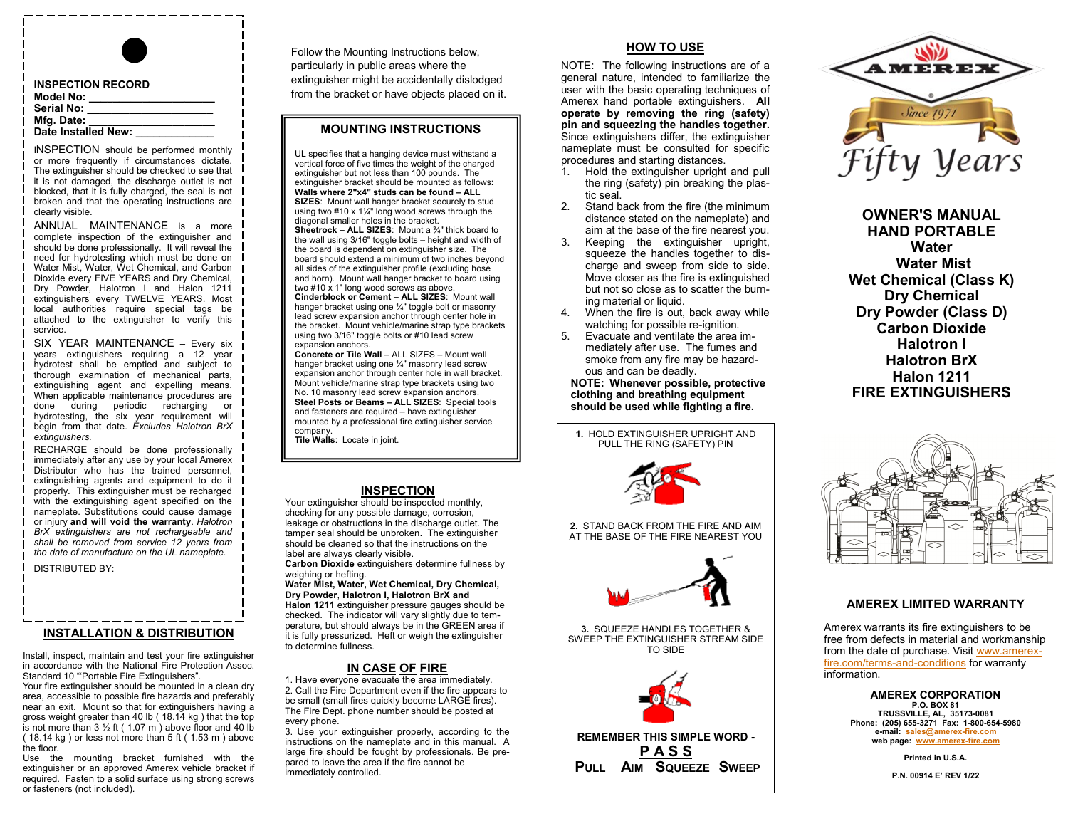**INSPECTION RECORD**
**Model No: ____________________**
**Serial No: ____________________**
**Mfg. Date: ____________________**
**Date Installed New: ____________**

INSPECTION should be performed monthly or more frequently if circumstances dictate. The extinguisher should be checked to see that it is not damaged, the discharge outlet is not blocked, that it is fully charged, the seal is not broken and that the operating instructions are clearly visible.

ANNUAL MAINTENANCE is a more complete inspection of the extinguisher and should be done professionally. It will reveal the need for hydrotesting which must be done on Water Mist, Water, Wet Chemical, and Carbon Dioxide every FIVE YEARS and Dry Chemical, Dry Powder, Halotron I and Halon 1211 extinguishers every TWELVE YEARS. Most local authorities require special tags be attached to the extinguisher to verify this service.

SIX YEAR MAINTENANCE – Every six years extinguishers requiring a 12 year hydrotest shall be emptied and subject to thorough examination of mechanical parts, extinguishing agent and expelling means. When applicable maintenance procedures are done during periodic recharging or hydrotesting, the six year requirement will begin from that date. *Excludes Halotron BrX extinguishers.*

RECHARGE should be done professionally immediately after any use by your local Amerex Distributor who has the trained personnel, extinguishing agents and equipment to do it properly. This extinguisher must be recharged with the extinguishing agent specified on the nameplate. Substitutions could cause damage or injury **and will void the warranty**. *Halotron BrX extinguishers are not rechargeable and shall be removed from service 12 years from the date of manufacture on the UL nameplate.*

DISTRIBUTED BY:

## INSTALLATION & DISTRIBUTION

Install, inspect, maintain and test your fire extinguisher in accordance with the National Fire Protection Assoc. Standard 10 "'Portable Fire Extinguishers".
Your fire extinguisher should be mounted in a clean dry area, accessible to possible fire hazards and preferably near an exit. Mount so that for extinguishers having a gross weight greater than 40 lb ( 18.14 kg ) that the top is not more than 3 ½ ft ( 1.07 m ) above floor and 40 lb ( 18.14 kg ) or less not more than 5 ft ( 1.53 m ) above the floor.
Use the mounting bracket furnished with the extinguisher or an approved Amerex vehicle bracket if required. Fasten to a solid surface using strong screws or fasteners (not included).

Follow the Mounting Instructions below, particularly in public areas where the extinguisher might be accidentally dislodged from the bracket or have objects placed on it.

## MOUNTING INSTRUCTIONS

UL specifies that a hanging device must withstand a vertical force of five times the weight of the charged extinguisher but not less than 100 pounds. The extinguisher bracket should be mounted as follows:
**Walls where 2"x4" studs can be found – ALL SIZES**: Mount wall hanger bracket securely to stud using two #10 x 1¼" long wood screws through the diagonal smaller holes in the bracket.
**Sheetrock – ALL SIZES**: Mount a ¾" thick board to the wall using 3/16" toggle bolts – height and width of the board is dependent on extinguisher size. The board should extend a minimum of two inches beyond all sides of the extinguisher profile (excluding hose and horn). Mount wall hanger bracket to board using two #10 x 1" long wood screws as above.
**Cinderblock or Cement – ALL SIZES**: Mount wall hanger bracket using one ¼" toggle bolt or masonry lead screw expansion anchor through center hole in the bracket. Mount vehicle/marine strap type brackets using two 3/16" toggle bolts or #10 lead screw expansion anchors.
**Concrete or Tile Wall** – ALL SIZES – Mount wall hanger bracket using one ¼" masonry lead screw expansion anchor through center hole in wall bracket. Mount vehicle/marine strap type brackets using two No. 10 masonry lead screw expansion anchors.
**Steel Posts or Beams – ALL SIZES**: Special tools and fasteners are required – have extinguisher mounted by a professional fire extinguisher service company.
**Tile Walls**: Locate in joint.

## INSPECTION

Your extinguisher should be inspected monthly, checking for any possible damage, corrosion, leakage or obstructions in the discharge outlet. The tamper seal should be unbroken. The extinguisher should be cleaned so that the instructions on the label are always clearly visible.
**Carbon Dioxide** extinguishers determine fullness by weighing or hefting.
**Water Mist, Water, Wet Chemical, Dry Chemical, Dry Powder**, **Halotron I, Halotron BrX and Halon 1211** extinguisher pressure gauges should be checked. The indicator will vary slightly due to temperature, but should always be in the GREEN area if it is fully pressurized. Heft or weigh the extinguisher to determine fullness.

## IN CASE OF FIRE

1. Have everyone evacuate the area immediately.
2. Call the Fire Department even if the fire appears to be small (small fires quickly become LARGE fires). The Fire Dept. phone number should be posted at every phone.
3. Use your extinguisher properly, according to the instructions on the nameplate and in this manual. A large fire should be fought by professionals. Be prepared to leave the area if the fire cannot be immediately controlled.

## HOW TO USE

NOTE: The following instructions are of a general nature, intended to familiarize the user with the basic operating techniques of Amerex hand portable extinguishers. **All operate by removing the ring (safety) pin and squeezing the handles together.** Since extinguishers differ, the extinguisher nameplate must be consulted for specific procedures and starting distances.

1. Hold the extinguisher upright and pull the ring (safety) pin breaking the plastic seal.
2. Stand back from the fire (the minimum distance stated on the nameplate) and aim at the base of the fire nearest you.
3. Keeping the extinguisher upright, squeeze the handles together to discharge and sweep from side to side. Move closer as the fire is extinguished but not so close as to scatter the burning material or liquid.
4. When the fire is out, back away while watching for possible re-ignition.
5. Evacuate and ventilate the area immediately after use. The fumes and smoke from any fire may be hazardous and can be deadly.

**NOTE: Whenever possible, protective clothing and breathing equipment should be used while fighting a fire.**

**1.** HOLD EXTINGUISHER UPRIGHT AND PULL THE RING (SAFETY) PIN

**2.** STAND BACK FROM THE FIRE AND AIM AT THE BASE OF THE FIRE NEAREST YOU

**3.** SQUEEZE HANDLES TOGETHER & SWEEP THE EXTINGUISHER STREAM SIDE TO SIDE

**REMEMBER THIS SIMPLE WORD -**
**P A S S**
**PULL AIM SQUEEZE SWEEP**

AMEREX
Since 1971
Fifty Years

# OWNER'S MANUAL
# HAND PORTABLE
# Water
# Water Mist
# Wet Chemical (Class K)
# Dry Chemical
# Dry Powder (Class D)
# Carbon Dioxide
# Halotron I
# Halotron BrX
# Halon 1211
# FIRE EXTINGUISHERS

## AMEREX LIMITED WARRANTY

Amerex warrants its fire extinguishers to be free from defects in material and workmanship from the date of purchase. Visit www.amerex-fire.com/terms-and-conditions for warranty information.

**AMEREX CORPORATION**
**P.O. BOX 81**
**TRUSSVILLE, AL, 35173-0081**
**Phone: (205) 655-3271 Fax: 1-800-654-5980**
**e-mail: sales@amerex-fire.com**
**web page: www.amerex-fire.com**

**Printed in U.S.A.**

**P.N. 00914 E' REV 1/22**